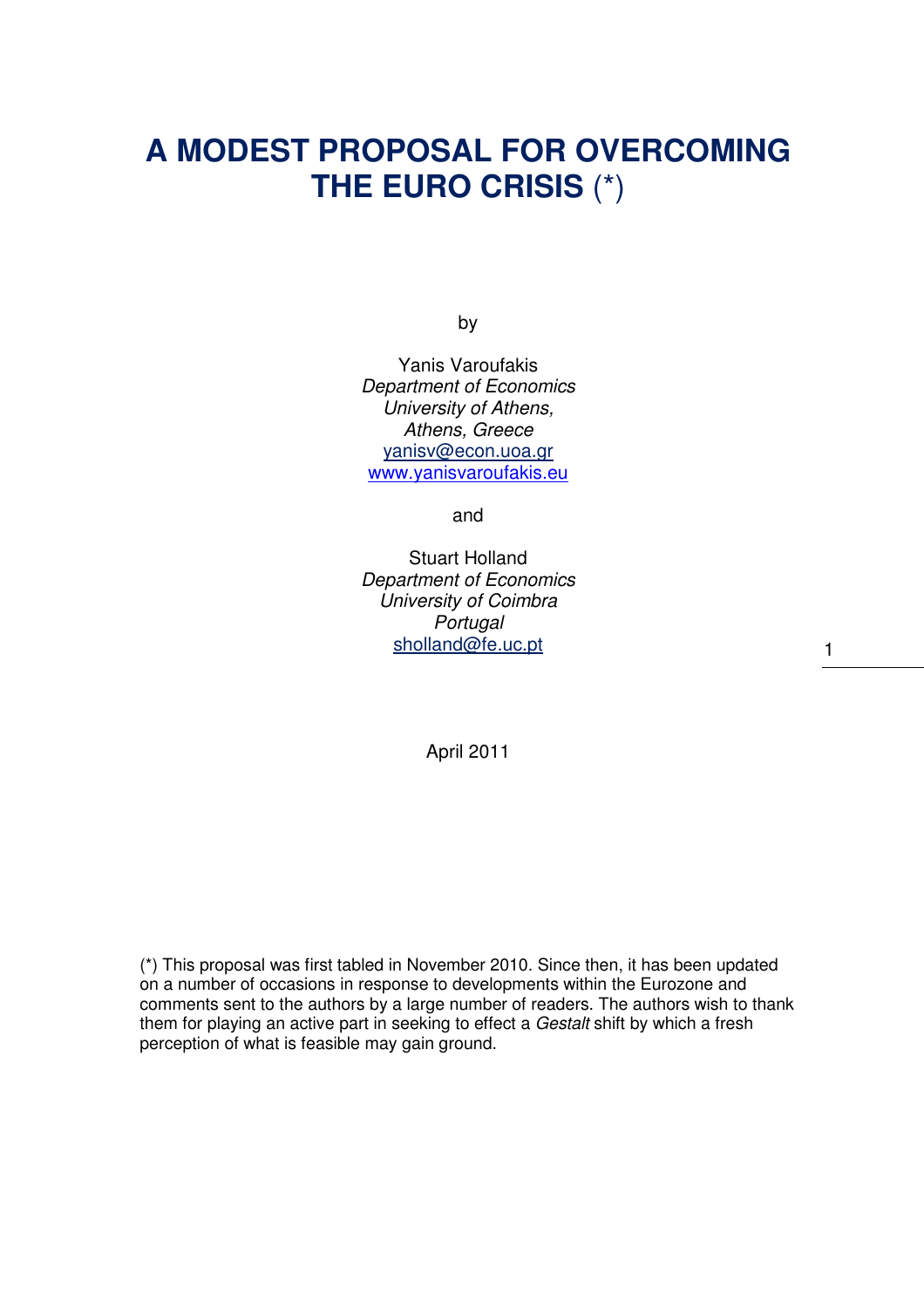# A MODEST PROPOSAL FOR OVERCOMING THE EURO CRISIS (*)

by

Yanis Varoufakis
*Department of Economics*
*University of Athens,*
*Athens, Greece*
yanisv@econ.uoa.gr
www.yanisvaroufakis.eu

and

Stuart Holland
*Department of Economics*
*University of Coimbra*
*Portugal*
sholland@fe.uc.pt

April 2011

(*) This proposal was first tabled in November 2010. Since then, it has been updated on a number of occasions in response to developments within the Eurozone and comments sent to the authors by a large number of readers. The authors wish to thank them for playing an active part in seeking to effect a *Gestalt* shift by which a fresh perception of what is feasible may gain ground.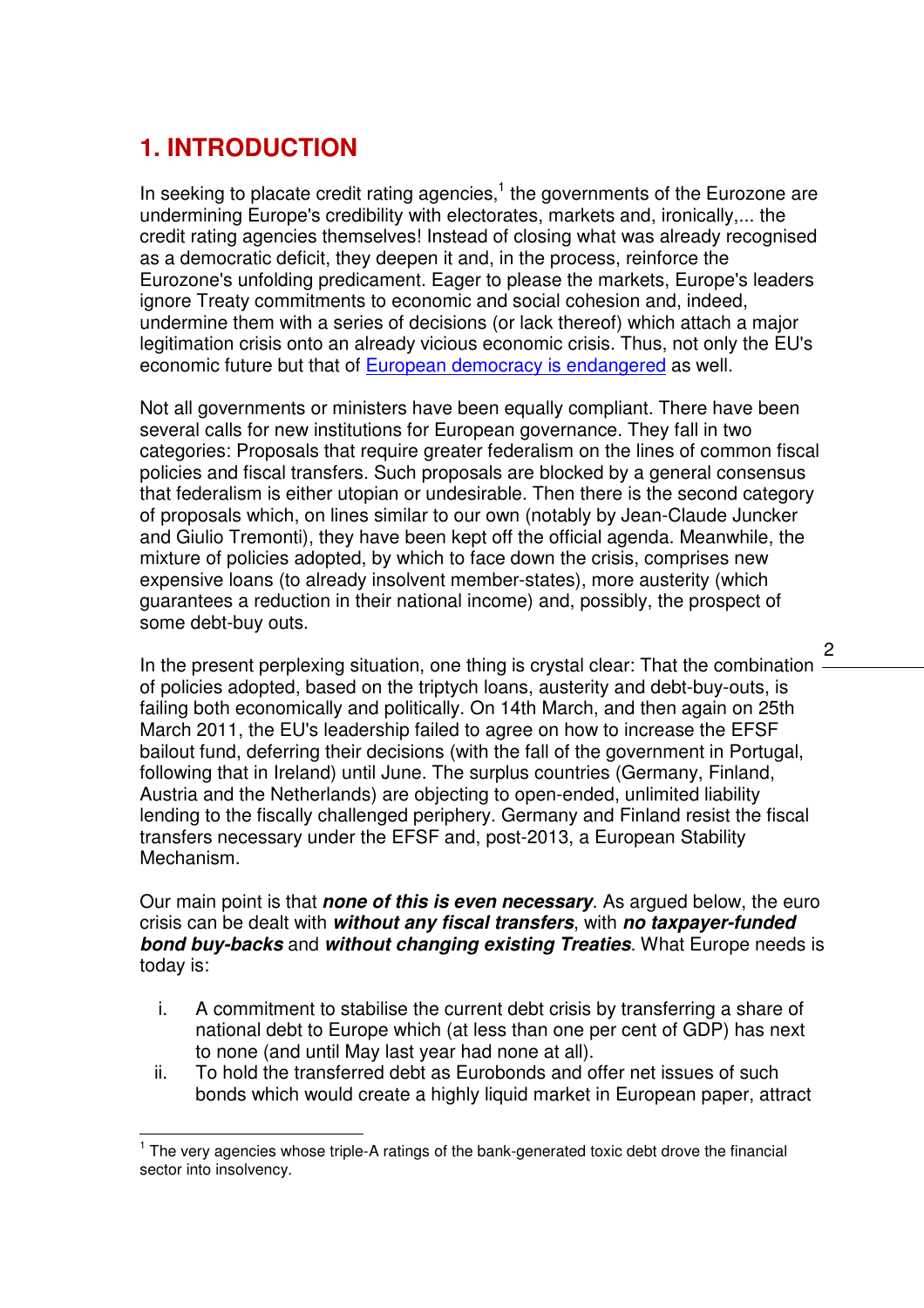# 1. INTRODUCTION

In seeking to placate credit rating agencies,[1] the governments of the Eurozone are undermining Europe's credibility with electorates, markets and, ironically,... the credit rating agencies themselves! Instead of closing what was already recognised as a democratic deficit, they deepen it and, in the process, reinforce the Eurozone's unfolding predicament. Eager to please the markets, Europe's leaders ignore Treaty commitments to economic and social cohesion and, indeed, undermine them with a series of decisions (or lack thereof) which attach a major legitimation crisis onto an already vicious economic crisis. Thus, not only the EU's economic future but that of European democracy is endangered as well.

Not all governments or ministers have been equally compliant. There have been several calls for new institutions for European governance. They fall in two categories: Proposals that require greater federalism on the lines of common fiscal policies and fiscal transfers. Such proposals are blocked by a general consensus that federalism is either utopian or undesirable. Then there is the second category of proposals which, on lines similar to our own (notably by Jean-Claude Juncker and Giulio Tremonti), they have been kept off the official agenda. Meanwhile, the mixture of policies adopted, by which to face down the crisis, comprises new expensive loans (to already insolvent member-states), more austerity (which guarantees a reduction in their national income) and, possibly, the prospect of some debt-buy outs.

In the present perplexing situation, one thing is crystal clear: That the combination of policies adopted, based on the triptych loans, austerity and debt-buy-outs, is failing both economically and politically. On 14th March, and then again on 25th March 2011, the EU's leadership failed to agree on how to increase the EFSF bailout fund, deferring their decisions (with the fall of the government in Portugal, following that in Ireland) until June. The surplus countries (Germany, Finland, Austria and the Netherlands) are objecting to open-ended, unlimited liability lending to the fiscally challenged periphery. Germany and Finland resist the fiscal transfers necessary under the EFSF and, post-2013, a European Stability Mechanism.

Our main point is that ***none of this is even necessary***. As argued below, the euro crisis can be dealt with ***without any fiscal transfers***, with ***no taxpayer-funded bond buy-backs*** and ***without changing existing Treaties***. What Europe needs is today is:

i. A commitment to stabilise the current debt crisis by transferring a share of national debt to Europe which (at less than one per cent of GDP) has next to none (and until May last year had none at all).
ii. To hold the transferred debt as Eurobonds and offer net issues of such bonds which would create a highly liquid market in European paper, attract

[1] The very agencies whose triple-A ratings of the bank-generated toxic debt drove the financial sector into insolvency.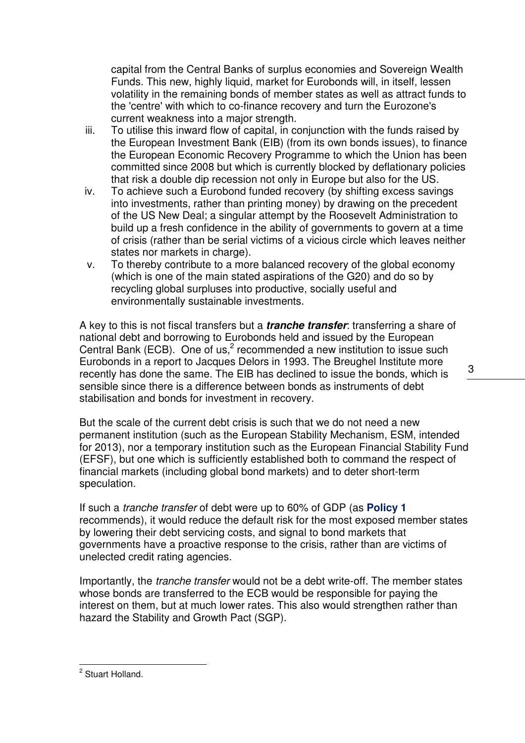capital from the Central Banks of surplus economies and Sovereign Wealth Funds. This new, highly liquid, market for Eurobonds will, in itself, lessen volatility in the remaining bonds of member states as well as attract funds to the 'centre' with which to co-finance recovery and turn the Eurozone's current weakness into a major strength.

iii. To utilise this inward flow of capital, in conjunction with the funds raised by the European Investment Bank (EIB) (from its own bonds issues), to finance the European Economic Recovery Programme to which the Union has been committed since 2008 but which is currently blocked by deflationary policies that risk a double dip recession not only in Europe but also for the US.

iv. To achieve such a Eurobond funded recovery (by shifting excess savings into investments, rather than printing money) by drawing on the precedent of the US New Deal; a singular attempt by the Roosevelt Administration to build up a fresh confidence in the ability of governments to govern at a time of crisis (rather than be serial victims of a vicious circle which leaves neither states nor markets in charge).

v. To thereby contribute to a more balanced recovery of the global economy (which is one of the main stated aspirations of the G20) and do so by recycling global surpluses into productive, socially useful and environmentally sustainable investments.

A key to this is not fiscal transfers but a ***tranche transfer***: transferring a share of national debt and borrowing to Eurobonds held and issued by the European Central Bank (ECB). One of us,[2] recommended a new institution to issue such Eurobonds in a report to Jacques Delors in 1993. The Breughel Institute more recently has done the same. The EIB has declined to issue the bonds, which is sensible since there is a difference between bonds as instruments of debt stabilisation and bonds for investment in recovery.

But the scale of the current debt crisis is such that we do not need a new permanent institution (such as the European Stability Mechanism, ESM, intended for 2013), nor a temporary institution such as the European Financial Stability Fund (EFSF), but one which is sufficiently established both to command the respect of financial markets (including global bond markets) and to deter short-term speculation.

If such a *tranche transfer* of debt were up to 60% of GDP (as **Policy 1** recommends), it would reduce the default risk for the most exposed member states by lowering their debt servicing costs, and signal to bond markets that governments have a proactive response to the crisis, rather than are victims of unelected credit rating agencies.

Importantly, the *tranche transfer* would not be a debt write-off. The member states whose bonds are transferred to the ECB would be responsible for paying the interest on them, but at much lower rates. This also would strengthen rather than hazard the Stability and Growth Pact (SGP).

---

[2] Stuart Holland.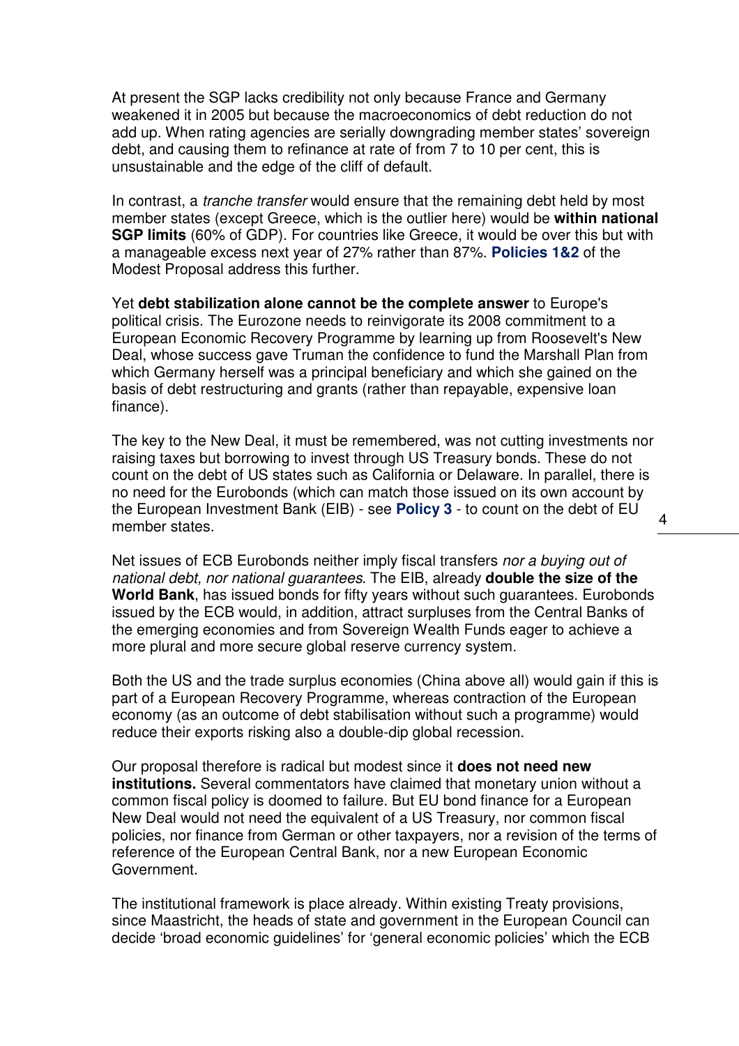At present the SGP lacks credibility not only because France and Germany weakened it in 2005 but because the macroeconomics of debt reduction do not add up. When rating agencies are serially downgrading member states' sovereign debt, and causing them to refinance at rate of from 7 to 10 per cent, this is unsustainable and the edge of the cliff of default.

In contrast, a *tranche transfer* would ensure that the remaining debt held by most member states (except Greece, which is the outlier here) would be **within national SGP limits** (60% of GDP). For countries like Greece, it would be over this but with a manageable excess next year of 27% rather than 87%. **Policies 1&2** of the Modest Proposal address this further.

Yet **debt stabilization alone cannot be the complete answer** to Europe's political crisis. The Eurozone needs to reinvigorate its 2008 commitment to a European Economic Recovery Programme by learning up from Roosevelt's New Deal, whose success gave Truman the confidence to fund the Marshall Plan from which Germany herself was a principal beneficiary and which she gained on the basis of debt restructuring and grants (rather than repayable, expensive loan finance).

The key to the New Deal, it must be remembered, was not cutting investments nor raising taxes but borrowing to invest through US Treasury bonds. These do not count on the debt of US states such as California or Delaware. In parallel, there is no need for the Eurobonds (which can match those issued on its own account by the European Investment Bank (EIB) - see **Policy 3** - to count on the debt of EU member states.

Net issues of ECB Eurobonds neither imply fiscal transfers *nor a buying out of national debt, nor national guarantees*. The EIB, already **double the size of the World Bank**, has issued bonds for fifty years without such guarantees. Eurobonds issued by the ECB would, in addition, attract surpluses from the Central Banks of the emerging economies and from Sovereign Wealth Funds eager to achieve a more plural and more secure global reserve currency system.

Both the US and the trade surplus economies (China above all) would gain if this is part of a European Recovery Programme, whereas contraction of the European economy (as an outcome of debt stabilisation without such a programme) would reduce their exports risking also a double-dip global recession.

Our proposal therefore is radical but modest since it **does not need new institutions.** Several commentators have claimed that monetary union without a common fiscal policy is doomed to failure. But EU bond finance for a European New Deal would not need the equivalent of a US Treasury, nor common fiscal policies, nor finance from German or other taxpayers, nor a revision of the terms of reference of the European Central Bank, nor a new European Economic Government.

The institutional framework is place already. Within existing Treaty provisions, since Maastricht, the heads of state and government in the European Council can decide 'broad economic guidelines' for 'general economic policies' which the ECB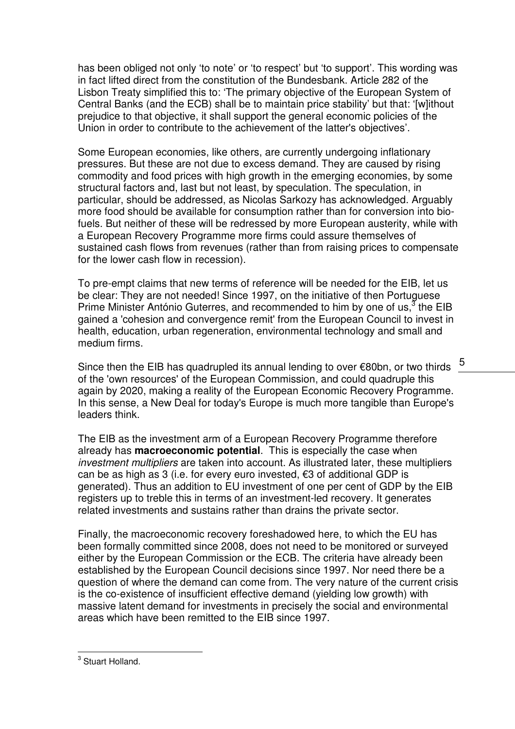has been obliged not only 'to note' or 'to respect' but 'to support'. This wording was in fact lifted direct from the constitution of the Bundesbank. Article 282 of the Lisbon Treaty simplified this to: 'The primary objective of the European System of Central Banks (and the ECB) shall be to maintain price stability' but that: '[w]ithout prejudice to that objective, it shall support the general economic policies of the Union in order to contribute to the achievement of the latter's objectives'.

Some European economies, like others, are currently undergoing inflationary pressures. But these are not due to excess demand. They are caused by rising commodity and food prices with high growth in the emerging economies, by some structural factors and, last but not least, by speculation. The speculation, in particular, should be addressed, as Nicolas Sarkozy has acknowledged. Arguably more food should be available for consumption rather than for conversion into bio-fuels. But neither of these will be redressed by more European austerity, while with a European Recovery Programme more firms could assure themselves of sustained cash flows from revenues (rather than from raising prices to compensate for the lower cash flow in recession).

To pre-empt claims that new terms of reference will be needed for the EIB, let us be clear: They are not needed! Since 1997, on the initiative of then Portuguese Prime Minister António Guterres, and recommended to him by one of us,[3] the EIB gained a 'cohesion and convergence remit' from the European Council to invest in health, education, urban regeneration, environmental technology and small and medium firms.

Since then the EIB has quadrupled its annual lending to over €80bn, or two thirds of the 'own resources' of the European Commission, and could quadruple this again by 2020, making a reality of the European Economic Recovery Programme. In this sense, a New Deal for today's Europe is much more tangible than Europe's leaders think.

The EIB as the investment arm of a European Recovery Programme therefore already has **macroeconomic potential**. This is especially the case when *investment multipliers* are taken into account. As illustrated later, these multipliers can be as high as 3 (i.e. for every euro invested, €3 of additional GDP is generated). Thus an addition to EU investment of one per cent of GDP by the EIB registers up to treble this in terms of an investment-led recovery. It generates related investments and sustains rather than drains the private sector.

Finally, the macroeconomic recovery foreshadowed here, to which the EU has been formally committed since 2008, does not need to be monitored or surveyed either by the European Commission or the ECB. The criteria have already been established by the European Council decisions since 1997. Nor need there be a question of where the demand can come from. The very nature of the current crisis is the co-existence of insufficient effective demand (yielding low growth) with massive latent demand for investments in precisely the social and environmental areas which have been remitted to the EIB since 1997.

---

[3] Stuart Holland.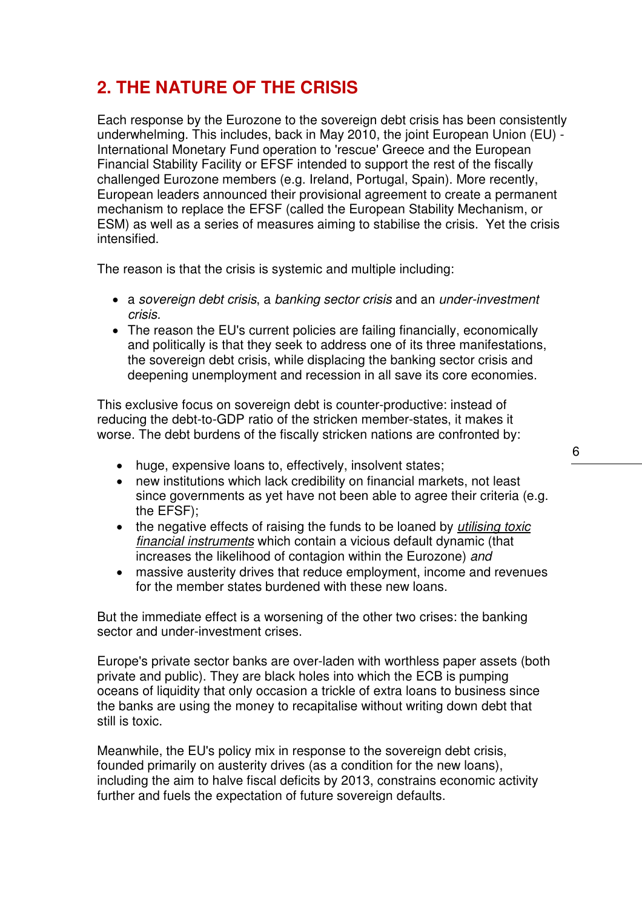## 2. THE NATURE OF THE CRISIS

Each response by the Eurozone to the sovereign debt crisis has been consistently underwhelming. This includes, back in May 2010, the joint European Union (EU) - International Monetary Fund operation to 'rescue' Greece and the European Financial Stability Facility or EFSF intended to support the rest of the fiscally challenged Eurozone members (e.g. Ireland, Portugal, Spain). More recently, European leaders announced their provisional agreement to create a permanent mechanism to replace the EFSF (called the European Stability Mechanism, or ESM) as well as a series of measures aiming to stabilise the crisis. Yet the crisis intensified.

The reason is that the crisis is systemic and multiple including:

- a *sovereign debt crisis*, a *banking sector crisis* and an *under-investment crisis.*
- The reason the EU's current policies are failing financially, economically and politically is that they seek to address one of its three manifestations, the sovereign debt crisis, while displacing the banking sector crisis and deepening unemployment and recession in all save its core economies.

This exclusive focus on sovereign debt is counter-productive: instead of reducing the debt-to-GDP ratio of the stricken member-states, it makes it worse. The debt burdens of the fiscally stricken nations are confronted by:

- huge, expensive loans to, effectively, insolvent states;
- new institutions which lack credibility on financial markets, not least since governments as yet have not been able to agree their criteria (e.g. the EFSF);
- the negative effects of raising the funds to be loaned by *utilising toxic financial instruments* which contain a vicious default dynamic (that increases the likelihood of contagion within the Eurozone) *and*
- massive austerity drives that reduce employment, income and revenues for the member states burdened with these new loans.

But the immediate effect is a worsening of the other two crises: the banking sector and under-investment crises.

Europe's private sector banks are over-laden with worthless paper assets (both private and public). They are black holes into which the ECB is pumping oceans of liquidity that only occasion a trickle of extra loans to business since the banks are using the money to recapitalise without writing down debt that still is toxic.

Meanwhile, the EU's policy mix in response to the sovereign debt crisis, founded primarily on austerity drives (as a condition for the new loans), including the aim to halve fiscal deficits by 2013, constrains economic activity further and fuels the expectation of future sovereign defaults.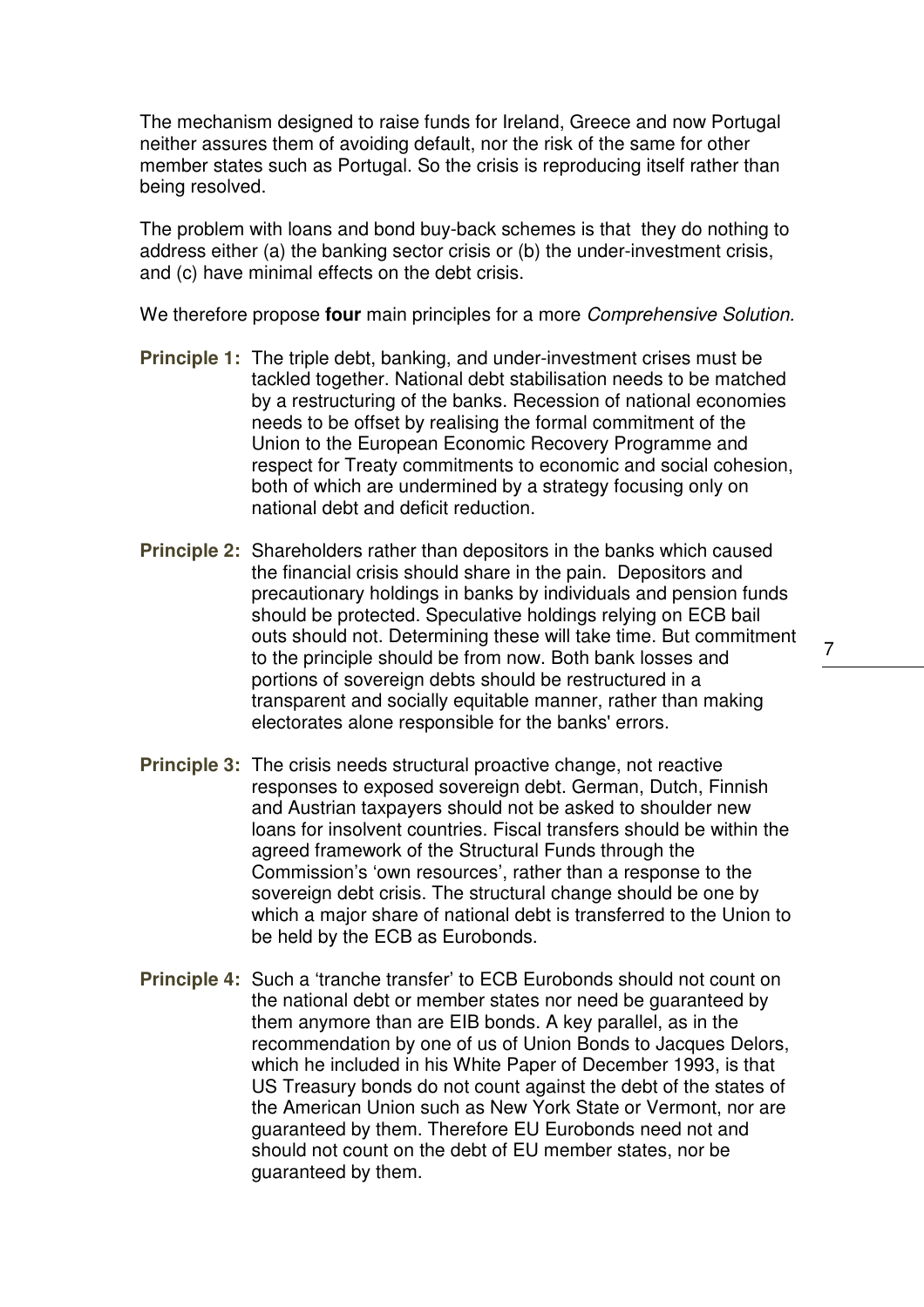The mechanism designed to raise funds for Ireland, Greece and now Portugal neither assures them of avoiding default, nor the risk of the same for other member states such as Portugal. So the crisis is reproducing itself rather than being resolved.

The problem with loans and bond buy-back schemes is that they do nothing to address either (a) the banking sector crisis or (b) the under-investment crisis, and (c) have minimal effects on the debt crisis.

We therefore propose **four** main principles for a more *Comprehensive Solution.*

**Principle 1:** The triple debt, banking, and under-investment crises must be tackled together. National debt stabilisation needs to be matched by a restructuring of the banks. Recession of national economies needs to be offset by realising the formal commitment of the Union to the European Economic Recovery Programme and respect for Treaty commitments to economic and social cohesion, both of which are undermined by a strategy focusing only on national debt and deficit reduction.

**Principle 2:** Shareholders rather than depositors in the banks which caused the financial crisis should share in the pain. Depositors and precautionary holdings in banks by individuals and pension funds should be protected. Speculative holdings relying on ECB bail outs should not. Determining these will take time. But commitment to the principle should be from now. Both bank losses and portions of sovereign debts should be restructured in a transparent and socially equitable manner, rather than making electorates alone responsible for the banks' errors.

**Principle 3:** The crisis needs structural proactive change, not reactive responses to exposed sovereign debt. German, Dutch, Finnish and Austrian taxpayers should not be asked to shoulder new loans for insolvent countries. Fiscal transfers should be within the agreed framework of the Structural Funds through the Commission's 'own resources', rather than a response to the sovereign debt crisis. The structural change should be one by which a major share of national debt is transferred to the Union to be held by the ECB as Eurobonds.

**Principle 4:** Such a 'tranche transfer' to ECB Eurobonds should not count on the national debt or member states nor need be guaranteed by them anymore than are EIB bonds. A key parallel, as in the recommendation by one of us of Union Bonds to Jacques Delors, which he included in his White Paper of December 1993, is that US Treasury bonds do not count against the debt of the states of the American Union such as New York State or Vermont, nor are guaranteed by them. Therefore EU Eurobonds need not and should not count on the debt of EU member states, nor be guaranteed by them.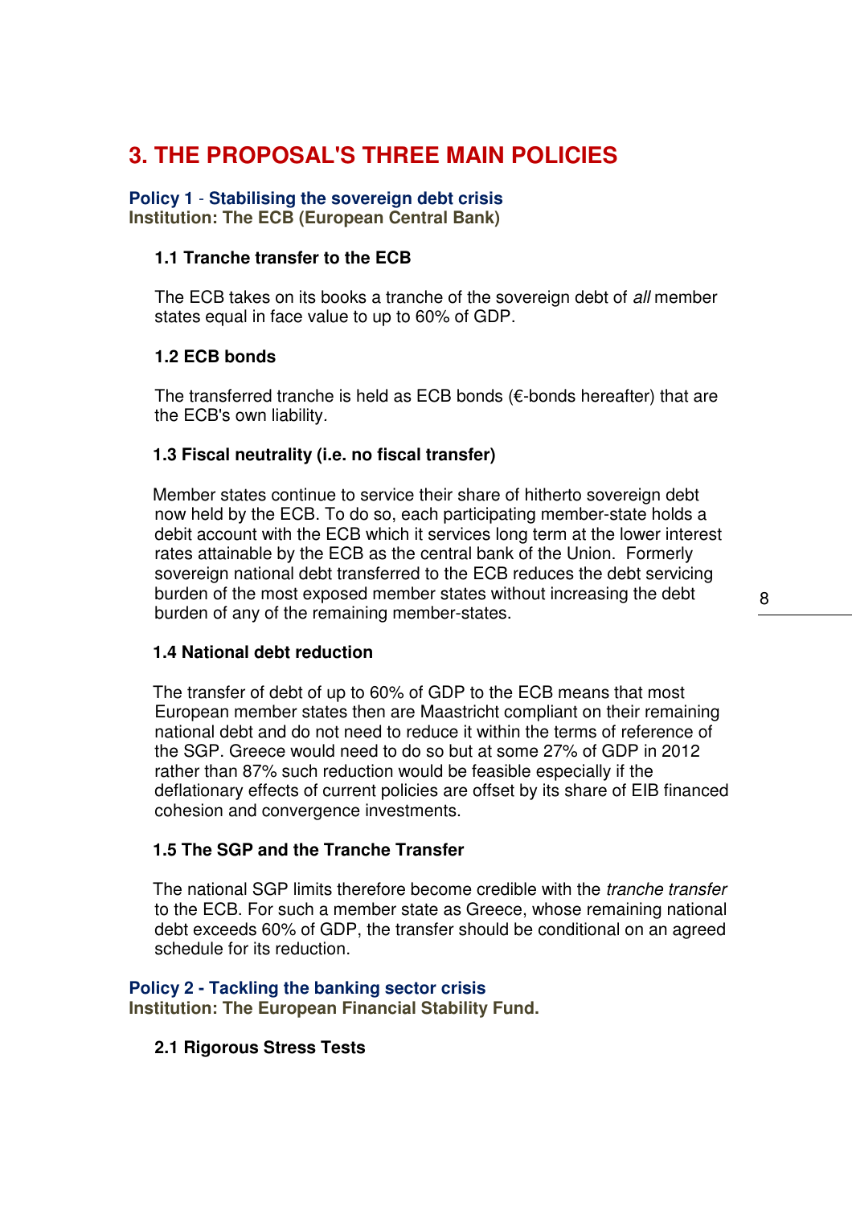# 3. THE PROPOSAL'S THREE MAIN POLICIES

## Policy 1 - Stabilising the sovereign debt crisis

**Institution: The ECB (European Central Bank)**

### 1.1 Tranche transfer to the ECB

The ECB takes on its books a tranche of the sovereign debt of *all* member states equal in face value to up to 60% of GDP.

### 1.2 ECB bonds

The transferred tranche is held as ECB bonds (€-bonds hereafter) that are the ECB's own liability.

### 1.3 Fiscal neutrality (i.e. no fiscal transfer)

Member states continue to service their share of hitherto sovereign debt now held by the ECB. To do so, each participating member-state holds a debit account with the ECB which it services long term at the lower interest rates attainable by the ECB as the central bank of the Union. Formerly sovereign national debt transferred to the ECB reduces the debt servicing burden of the most exposed member states without increasing the debt burden of any of the remaining member-states.

### 1.4 National debt reduction

The transfer of debt of up to 60% of GDP to the ECB means that most European member states then are Maastricht compliant on their remaining national debt and do not need to reduce it within the terms of reference of the SGP. Greece would need to do so but at some 27% of GDP in 2012 rather than 87% such reduction would be feasible especially if the deflationary effects of current policies are offset by its share of EIB financed cohesion and convergence investments.

### 1.5 The SGP and the Tranche Transfer

The national SGP limits therefore become credible with the *tranche transfer* to the ECB. For such a member state as Greece, whose remaining national debt exceeds 60% of GDP, the transfer should be conditional on an agreed schedule for its reduction.

## Policy 2 - Tackling the banking sector crisis

**Institution: The European Financial Stability Fund.**

### 2.1 Rigorous Stress Tests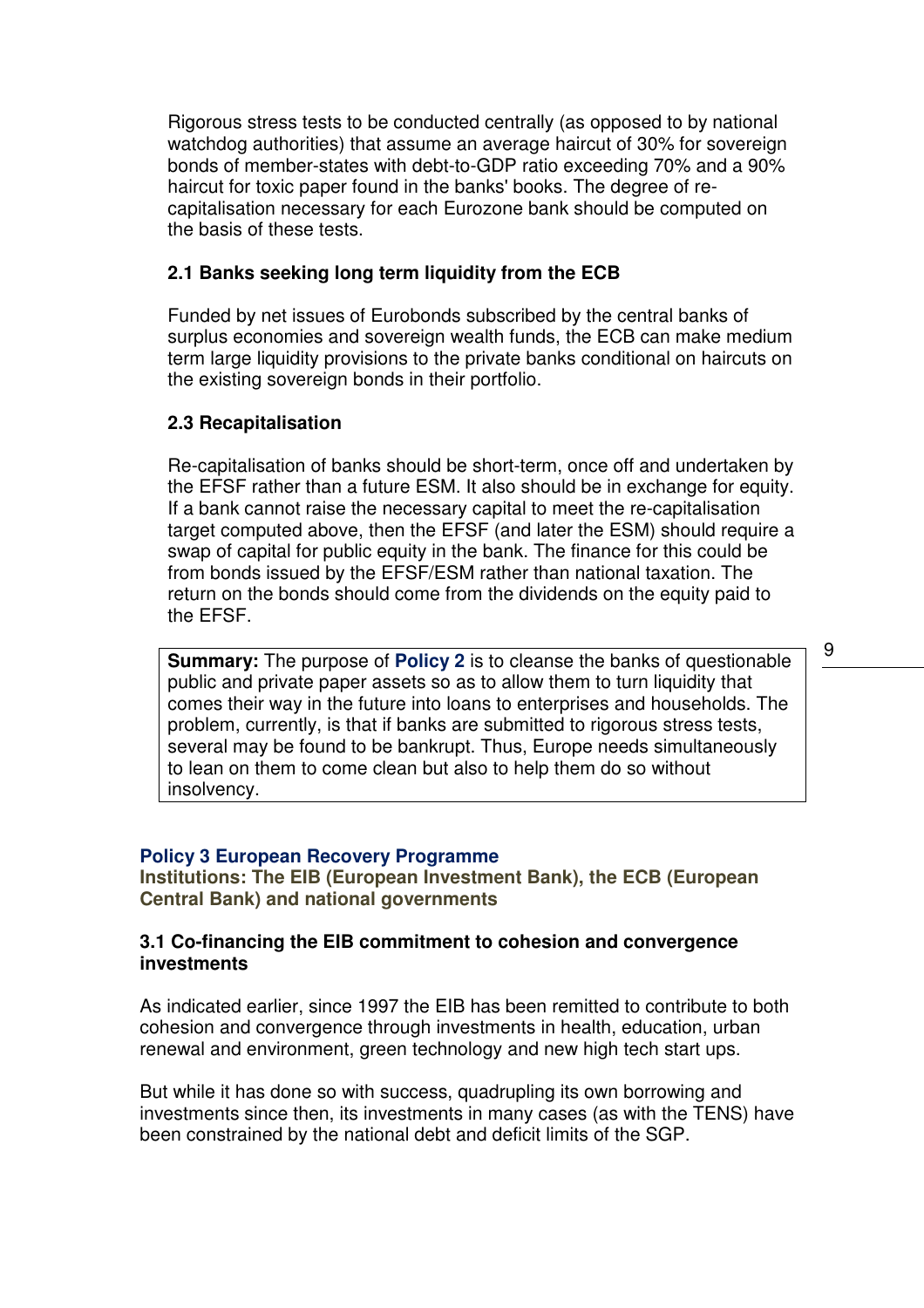Rigorous stress tests to be conducted centrally (as opposed to by national watchdog authorities) that assume an average haircut of 30% for sovereign bonds of member-states with debt-to-GDP ratio exceeding 70% and a 90% haircut for toxic paper found in the banks' books. The degree of re-capitalisation necessary for each Eurozone bank should be computed on the basis of these tests.

### 2.1 Banks seeking long term liquidity from the ECB

Funded by net issues of Eurobonds subscribed by the central banks of surplus economies and sovereign wealth funds, the ECB can make medium term large liquidity provisions to the private banks conditional on haircuts on the existing sovereign bonds in their portfolio.

### 2.3 Recapitalisation

Re-capitalisation of banks should be short-term, once off and undertaken by the EFSF rather than a future ESM. It also should be in exchange for equity. If a bank cannot raise the necessary capital to meet the re-capitalisation target computed above, then the EFSF (and later the ESM) should require a swap of capital for public equity in the bank. The finance for this could be from bonds issued by the EFSF/ESM rather than national taxation. The return on the bonds should come from the dividends on the equity paid to the EFSF.

> **Summary:** The purpose of **Policy 2** is to cleanse the banks of questionable public and private paper assets so as to allow them to turn liquidity that comes their way in the future into loans to enterprises and households. The problem, currently, is that if banks are submitted to rigorous stress tests, several may be found to be bankrupt. Thus, Europe needs simultaneously to lean on them to come clean but also to help them do so without insolvency.

## Policy 3 European Recovery Programme

**Institutions: The EIB (European Investment Bank), the ECB (European Central Bank) and national governments**

### 3.1 Co-financing the EIB commitment to cohesion and convergence investments

As indicated earlier, since 1997 the EIB has been remitted to contribute to both cohesion and convergence through investments in health, education, urban renewal and environment, green technology and new high tech start ups.

But while it has done so with success, quadrupling its own borrowing and investments since then, its investments in many cases (as with the TENS) have been constrained by the national debt and deficit limits of the SGP.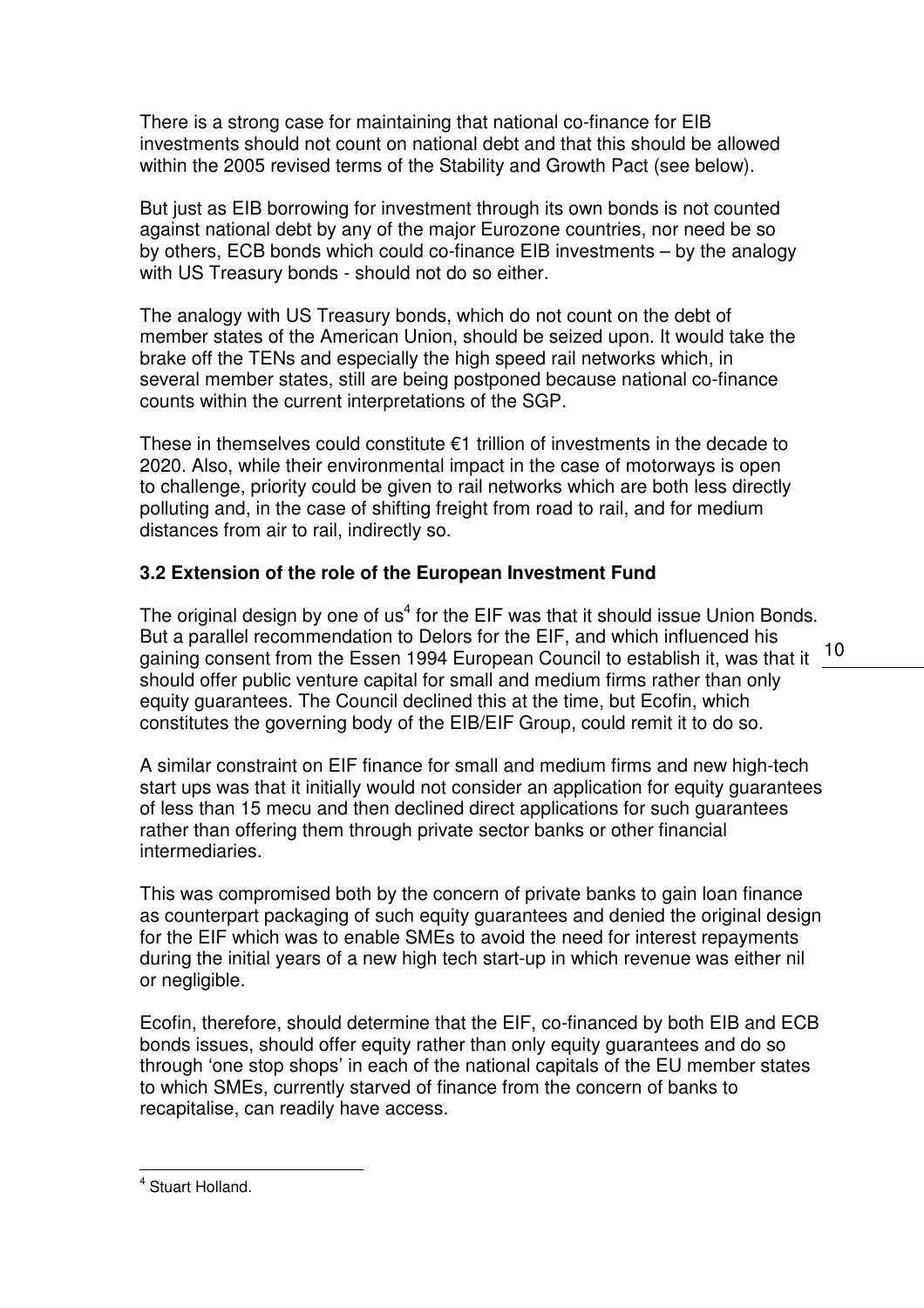There is a strong case for maintaining that national co-finance for EIB investments should not count on national debt and that this should be allowed within the 2005 revised terms of the Stability and Growth Pact (see below).

But just as EIB borrowing for investment through its own bonds is not counted against national debt by any of the major Eurozone countries, nor need be so by others, ECB bonds which could co-finance EIB investments – by the analogy with US Treasury bonds - should not do so either.

The analogy with US Treasury bonds, which do not count on the debt of member states of the American Union, should be seized upon. It would take the brake off the TENs and especially the high speed rail networks which, in several member states, still are being postponed because national co-finance counts within the current interpretations of the SGP.

These in themselves could constitute €1 trillion of investments in the decade to 2020. Also, while their environmental impact in the case of motorways is open to challenge, priority could be given to rail networks which are both less directly polluting and, in the case of shifting freight from road to rail, and for medium distances from air to rail, indirectly so.

### 3.2 Extension of the role of the European Investment Fund

The original design by one of us[4] for the EIF was that it should issue Union Bonds. But a parallel recommendation to Delors for the EIF, and which influenced his gaining consent from the Essen 1994 European Council to establish it, was that it should offer public venture capital for small and medium firms rather than only equity guarantees. The Council declined this at the time, but Ecofin, which constitutes the governing body of the EIB/EIF Group, could remit it to do so.

A similar constraint on EIF finance for small and medium firms and new high-tech start ups was that it initially would not consider an application for equity guarantees of less than 15 mecu and then declined direct applications for such guarantees rather than offering them through private sector banks or other financial intermediaries.

This was compromised both by the concern of private banks to gain loan finance as counterpart packaging of such equity guarantees and denied the original design for the EIF which was to enable SMEs to avoid the need for interest repayments during the initial years of a new high tech start-up in which revenue was either nil or negligible.

Ecofin, therefore, should determine that the EIF, co-financed by both EIB and ECB bonds issues, should offer equity rather than only equity guarantees and do so through 'one stop shops' in each of the national capitals of the EU member states to which SMEs, currently starved of finance from the concern of banks to recapitalise, can readily have access.

---

[4] Stuart Holland.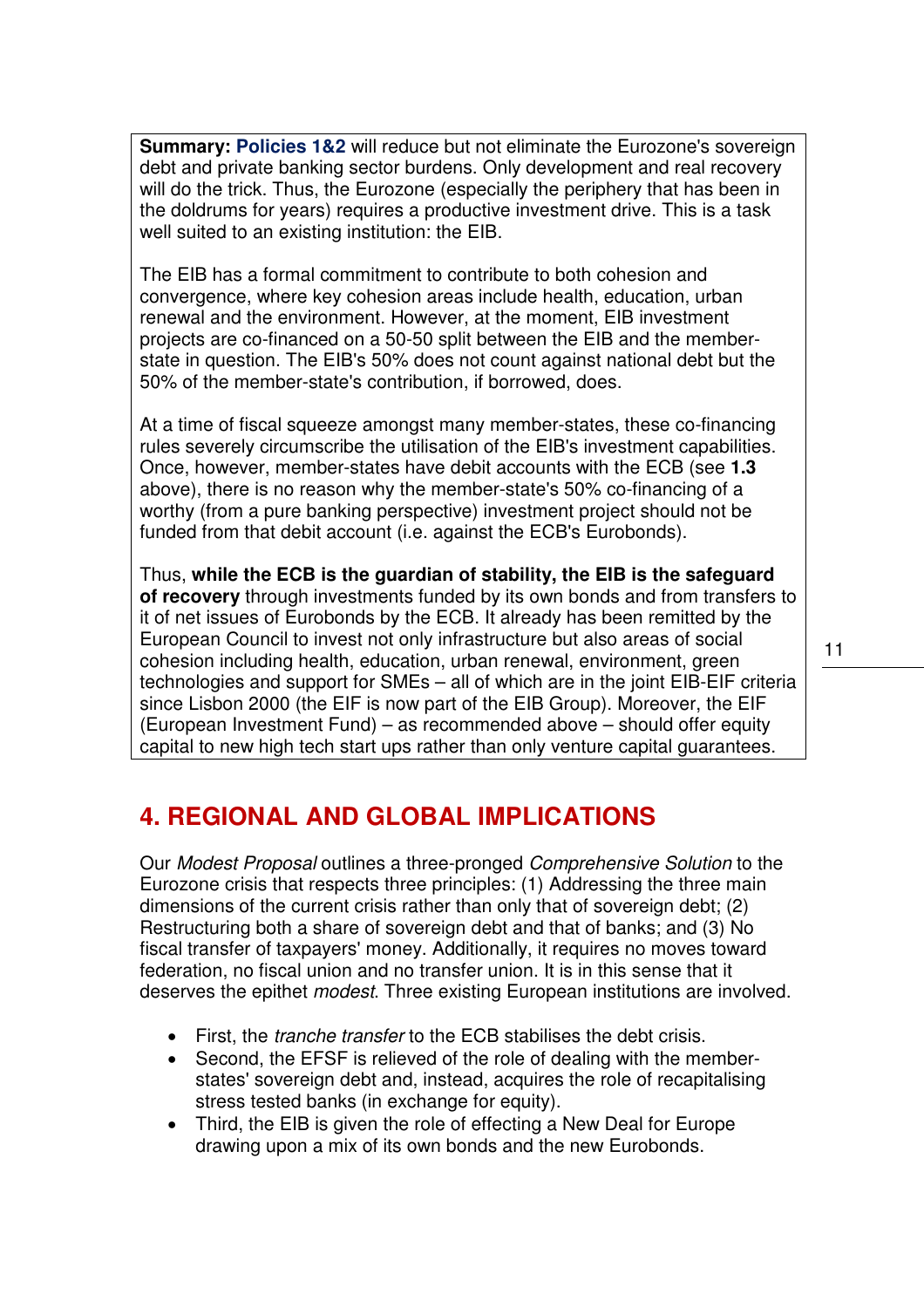**Summary: Policies 1&2** will reduce but not eliminate the Eurozone's sovereign debt and private banking sector burdens. Only development and real recovery will do the trick. Thus, the Eurozone (especially the periphery that has been in the doldrums for years) requires a productive investment drive. This is a task well suited to an existing institution: the EIB.

The EIB has a formal commitment to contribute to both cohesion and convergence, where key cohesion areas include health, education, urban renewal and the environment. However, at the moment, EIB investment projects are co-financed on a 50-50 split between the EIB and the member-state in question. The EIB's 50% does not count against national debt but the 50% of the member-state's contribution, if borrowed, does.

At a time of fiscal squeeze amongst many member-states, these co-financing rules severely circumscribe the utilisation of the EIB's investment capabilities. Once, however, member-states have debit accounts with the ECB (see **1.3** above), there is no reason why the member-state's 50% co-financing of a worthy (from a pure banking perspective) investment project should not be funded from that debit account (i.e. against the ECB's Eurobonds).

Thus, **while the ECB is the guardian of stability, the EIB is the safeguard of recovery** through investments funded by its own bonds and from transfers to it of net issues of Eurobonds by the ECB. It already has been remitted by the European Council to invest not only infrastructure but also areas of social cohesion including health, education, urban renewal, environment, green technologies and support for SMEs – all of which are in the joint EIB-EIF criteria since Lisbon 2000 (the EIF is now part of the EIB Group). Moreover, the EIF (European Investment Fund) – as recommended above – should offer equity capital to new high tech start ups rather than only venture capital guarantees.

## 4. REGIONAL AND GLOBAL IMPLICATIONS

Our *Modest Proposal* outlines a three-pronged *Comprehensive Solution* to the Eurozone crisis that respects three principles: (1) Addressing the three main dimensions of the current crisis rather than only that of sovereign debt; (2) Restructuring both a share of sovereign debt and that of banks; and (3) No fiscal transfer of taxpayers' money. Additionally, it requires no moves toward federation, no fiscal union and no transfer union. It is in this sense that it deserves the epithet *modest*. Three existing European institutions are involved.

- First, the *tranche transfer* to the ECB stabilises the debt crisis.
- Second, the EFSF is relieved of the role of dealing with the member-states' sovereign debt and, instead, acquires the role of recapitalising stress tested banks (in exchange for equity).
- Third, the EIB is given the role of effecting a New Deal for Europe drawing upon a mix of its own bonds and the new Eurobonds.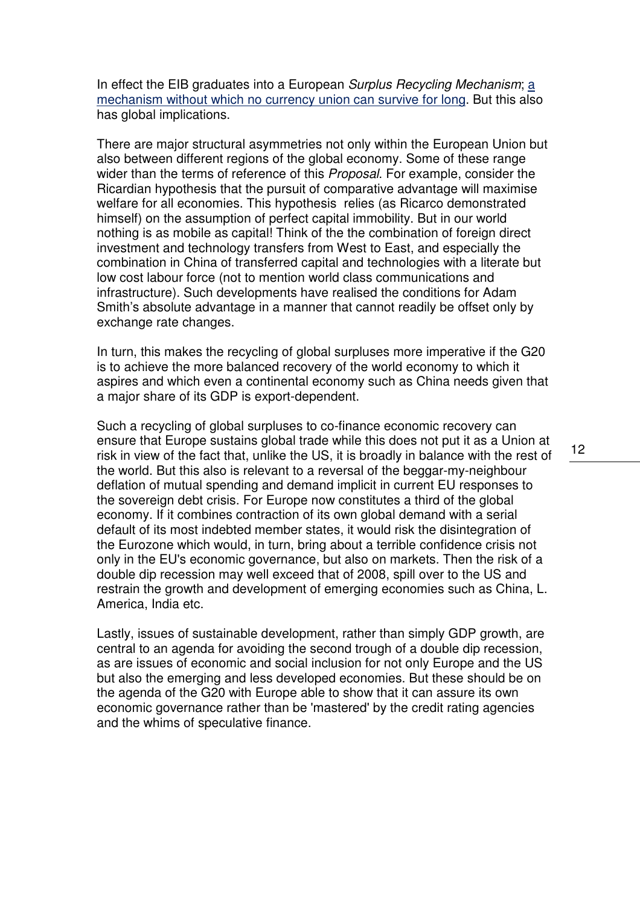In effect the EIB graduates into a European *Surplus Recycling Mechanism*; a mechanism without which no currency union can survive for long. But this also has global implications.

There are major structural asymmetries not only within the European Union but also between different regions of the global economy. Some of these range wider than the terms of reference of this *Proposal*. For example, consider the Ricardian hypothesis that the pursuit of comparative advantage will maximise welfare for all economies. This hypothesis relies (as Ricarco demonstrated himself) on the assumption of perfect capital immobility. But in our world nothing is as mobile as capital! Think of the the combination of foreign direct investment and technology transfers from West to East, and especially the combination in China of transferred capital and technologies with a literate but low cost labour force (not to mention world class communications and infrastructure). Such developments have realised the conditions for Adam Smith's absolute advantage in a manner that cannot readily be offset only by exchange rate changes.

In turn, this makes the recycling of global surpluses more imperative if the G20 is to achieve the more balanced recovery of the world economy to which it aspires and which even a continental economy such as China needs given that a major share of its GDP is export-dependent.

Such a recycling of global surpluses to co-finance economic recovery can ensure that Europe sustains global trade while this does not put it as a Union at risk in view of the fact that, unlike the US, it is broadly in balance with the rest of the world. But this also is relevant to a reversal of the beggar-my-neighbour deflation of mutual spending and demand implicit in current EU responses to the sovereign debt crisis. For Europe now constitutes a third of the global economy. If it combines contraction of its own global demand with a serial default of its most indebted member states, it would risk the disintegration of the Eurozone which would, in turn, bring about a terrible confidence crisis not only in the EU's economic governance, but also on markets. Then the risk of a double dip recession may well exceed that of 2008, spill over to the US and restrain the growth and development of emerging economies such as China, L. America, India etc.

Lastly, issues of sustainable development, rather than simply GDP growth, are central to an agenda for avoiding the second trough of a double dip recession, as are issues of economic and social inclusion for not only Europe and the US but also the emerging and less developed economies. But these should be on the agenda of the G20 with Europe able to show that it can assure its own economic governance rather than be 'mastered' by the credit rating agencies and the whims of speculative finance.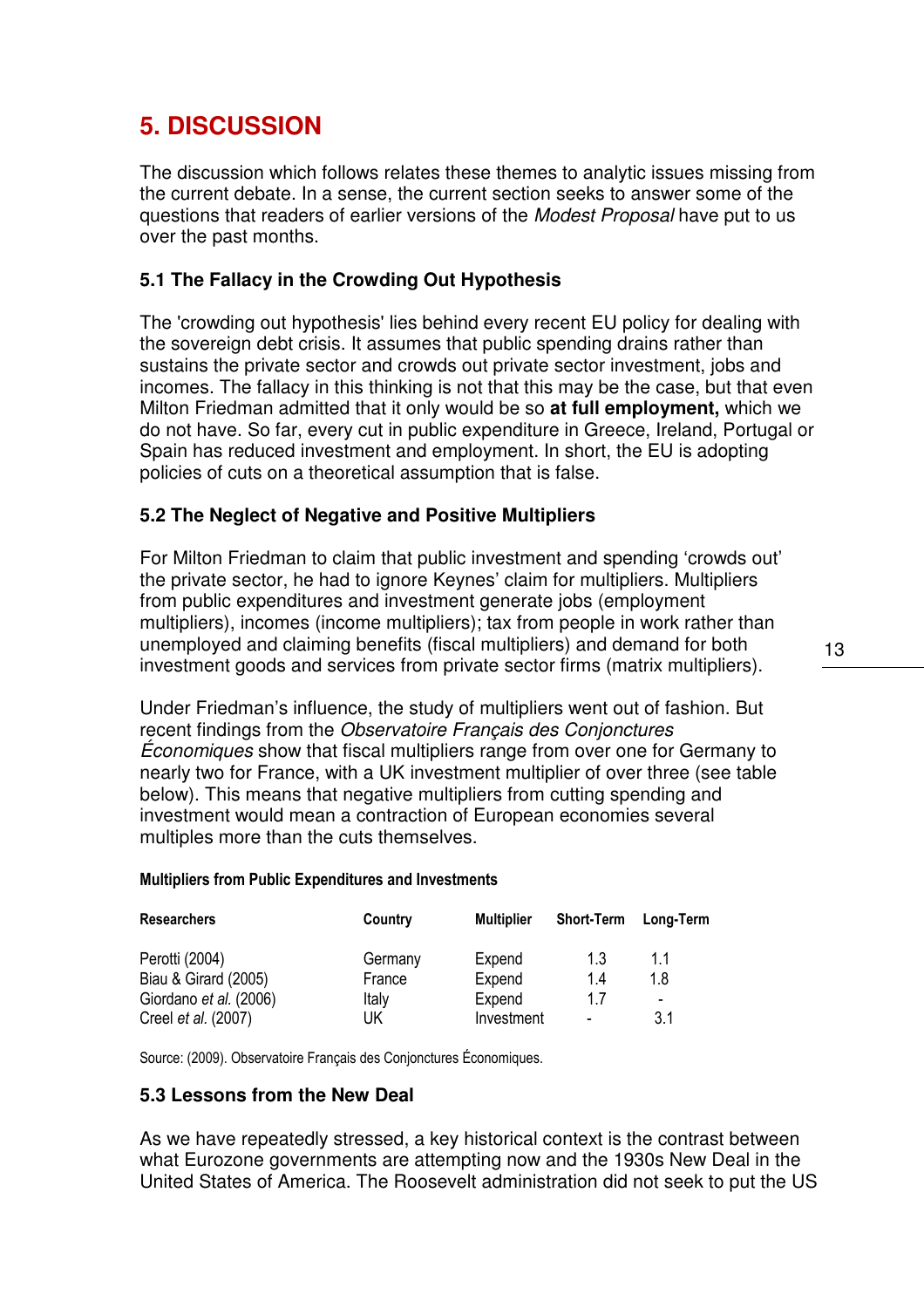# 5. DISCUSSION

The discussion which follows relates these themes to analytic issues missing from the current debate. In a sense, the current section seeks to answer some of the questions that readers of earlier versions of the *Modest Proposal* have put to us over the past months.

### 5.1 The Fallacy in the Crowding Out Hypothesis

The 'crowding out hypothesis' lies behind every recent EU policy for dealing with the sovereign debt crisis. It assumes that public spending drains rather than sustains the private sector and crowds out private sector investment, jobs and incomes. The fallacy in this thinking is not that this may be the case, but that even Milton Friedman admitted that it only would be so **at full employment,** which we do not have. So far, every cut in public expenditure in Greece, Ireland, Portugal or Spain has reduced investment and employment. In short, the EU is adopting policies of cuts on a theoretical assumption that is false.

### 5.2 The Neglect of Negative and Positive Multipliers

For Milton Friedman to claim that public investment and spending 'crowds out' the private sector, he had to ignore Keynes' claim for multipliers. Multipliers from public expenditures and investment generate jobs (employment multipliers), incomes (income multipliers); tax from people in work rather than unemployed and claiming benefits (fiscal multipliers) and demand for both investment goods and services from private sector firms (matrix multipliers).

Under Friedman's influence, the study of multipliers went out of fashion. But recent findings from the *Observatoire Français des Conjonctures Économiques* show that fiscal multipliers range from over one for Germany to nearly two for France, with a UK investment multiplier of over three (see table below). This means that negative multipliers from cutting spending and investment would mean a contraction of European economies several multiples more than the cuts themselves.

**Multipliers from Public Expenditures and Investments**

| Researchers | Country | Multiplier | Short-Term | Long-Term |
|---|---|---|---|---|
| Perotti (2004) | Germany | Expend | 1.3 | 1.1 |
| Biau & Girard (2005) | France | Expend | 1.4 | 1.8 |
| Giordano *et al.* (2006) | Italy | Expend | 1.7 | - |
| Creel *et al.* (2007) | UK | Investment | - | 3.1 |

Source: (2009). Observatoire Français des Conjonctures Économiques.

### 5.3 Lessons from the New Deal

As we have repeatedly stressed, a key historical context is the contrast between what Eurozone governments are attempting now and the 1930s New Deal in the United States of America. The Roosevelt administration did not seek to put the US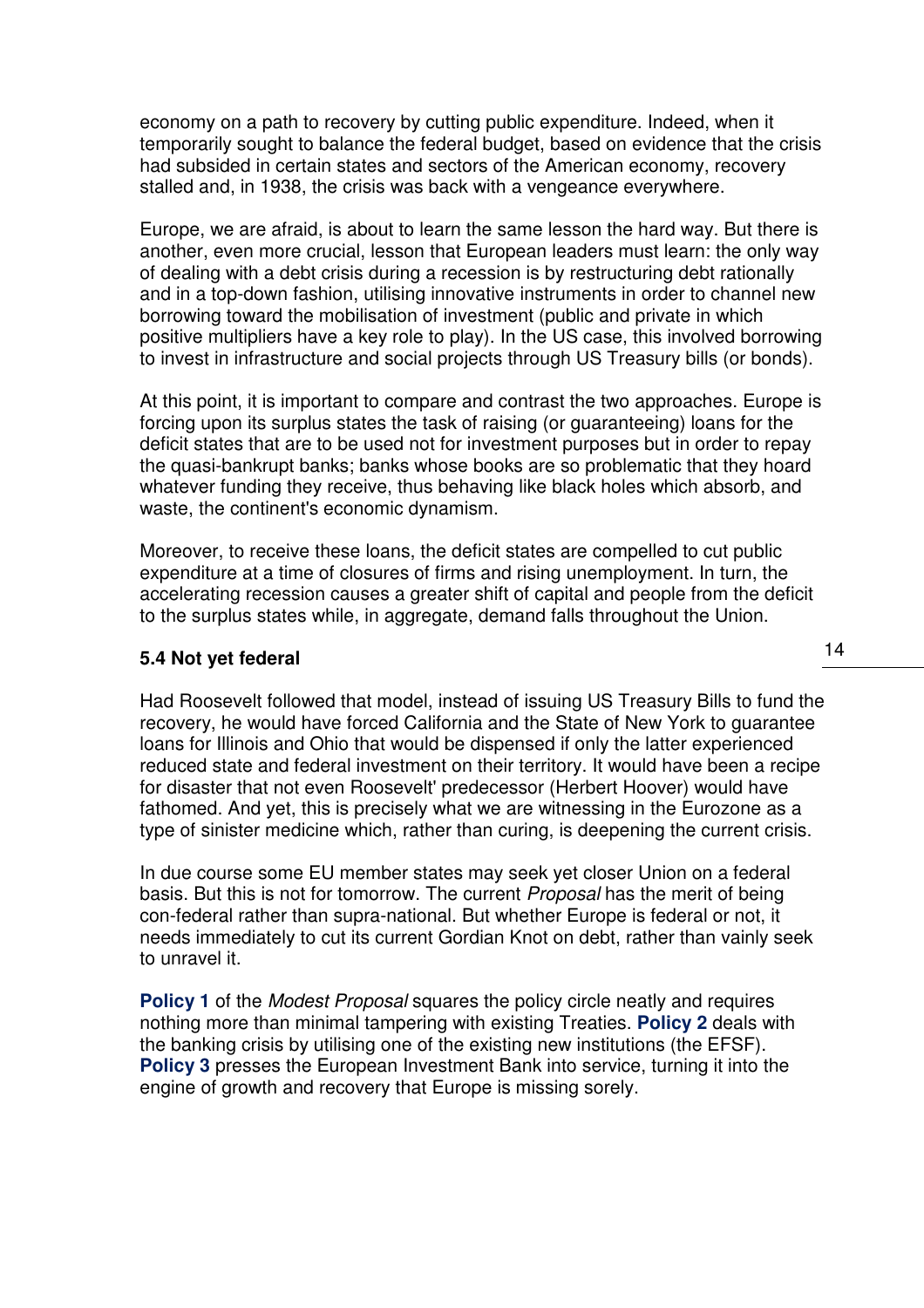economy on a path to recovery by cutting public expenditure. Indeed, when it temporarily sought to balance the federal budget, based on evidence that the crisis had subsided in certain states and sectors of the American economy, recovery stalled and, in 1938, the crisis was back with a vengeance everywhere.

Europe, we are afraid, is about to learn the same lesson the hard way. But there is another, even more crucial, lesson that European leaders must learn: the only way of dealing with a debt crisis during a recession is by restructuring debt rationally and in a top-down fashion, utilising innovative instruments in order to channel new borrowing toward the mobilisation of investment (public and private in which positive multipliers have a key role to play). In the US case, this involved borrowing to invest in infrastructure and social projects through US Treasury bills (or bonds).

At this point, it is important to compare and contrast the two approaches. Europe is forcing upon its surplus states the task of raising (or guaranteeing) loans for the deficit states that are to be used not for investment purposes but in order to repay the quasi-bankrupt banks; banks whose books are so problematic that they hoard whatever funding they receive, thus behaving like black holes which absorb, and waste, the continent's economic dynamism.

Moreover, to receive these loans, the deficit states are compelled to cut public expenditure at a time of closures of firms and rising unemployment. In turn, the accelerating recession causes a greater shift of capital and people from the deficit to the surplus states while, in aggregate, demand falls throughout the Union.

### 5.4 Not yet federal

Had Roosevelt followed that model, instead of issuing US Treasury Bills to fund the recovery, he would have forced California and the State of New York to guarantee loans for Illinois and Ohio that would be dispensed if only the latter experienced reduced state and federal investment on their territory. It would have been a recipe for disaster that not even Roosevelt' predecessor (Herbert Hoover) would have fathomed. And yet, this is precisely what we are witnessing in the Eurozone as a type of sinister medicine which, rather than curing, is deepening the current crisis.

In due course some EU member states may seek yet closer Union on a federal basis. But this is not for tomorrow. The current *Proposal* has the merit of being con-federal rather than supra-national. But whether Europe is federal or not, it needs immediately to cut its current Gordian Knot on debt, rather than vainly seek to unravel it.

**Policy 1** of the *Modest Proposal* squares the policy circle neatly and requires nothing more than minimal tampering with existing Treaties. **Policy 2** deals with the banking crisis by utilising one of the existing new institutions (the EFSF). **Policy 3** presses the European Investment Bank into service, turning it into the engine of growth and recovery that Europe is missing sorely.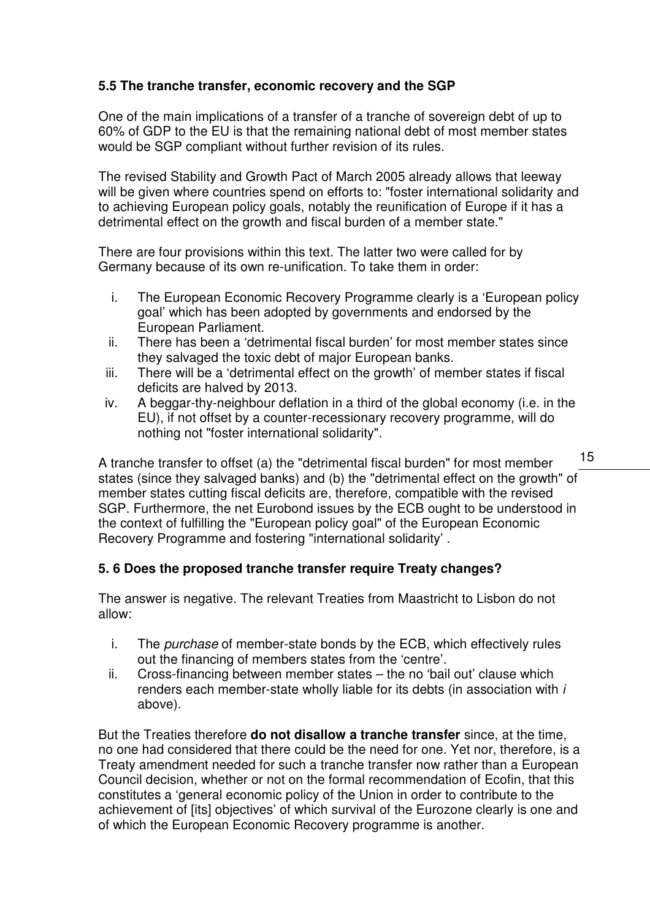### 5.5 The tranche transfer, economic recovery and the SGP

One of the main implications of a transfer of a tranche of sovereign debt of up to 60% of GDP to the EU is that the remaining national debt of most member states would be SGP compliant without further revision of its rules.

The revised Stability and Growth Pact of March 2005 already allows that leeway will be given where countries spend on efforts to: "foster international solidarity and to achieving European policy goals, notably the reunification of Europe if it has a detrimental effect on the growth and fiscal burden of a member state."

There are four provisions within this text. The latter two were called for by Germany because of its own re-unification. To take them in order:

i. The European Economic Recovery Programme clearly is a 'European policy goal' which has been adopted by governments and endorsed by the European Parliament.
ii. There has been a 'detrimental fiscal burden' for most member states since they salvaged the toxic debt of major European banks.
iii. There will be a 'detrimental effect on the growth' of member states if fiscal deficits are halved by 2013.
iv. A beggar-thy-neighbour deflation in a third of the global economy (i.e. in the EU), if not offset by a counter-recessionary recovery programme, will do nothing not "foster international solidarity".

A tranche transfer to offset (a) the "detrimental fiscal burden" for most member states (since they salvaged banks) and (b) the "detrimental effect on the growth" of member states cutting fiscal deficits are, therefore, compatible with the revised SGP. Furthermore, the net Eurobond issues by the ECB ought to be understood in the context of fulfilling the "European policy goal" of the European Economic Recovery Programme and fostering "international solidarity' .

### 5. 6 Does the proposed tranche transfer require Treaty changes?

The answer is negative. The relevant Treaties from Maastricht to Lisbon do not allow:

i. The *purchase* of member-state bonds by the ECB, which effectively rules out the financing of members states from the 'centre'.
ii. Cross-financing between member states – the no 'bail out' clause which renders each member-state wholly liable for its debts (in association with *i* above).

But the Treaties therefore **do not disallow a tranche transfer** since, at the time, no one had considered that there could be the need for one. Yet nor, therefore, is a Treaty amendment needed for such a tranche transfer now rather than a European Council decision, whether or not on the formal recommendation of Ecofin, that this constitutes a 'general economic policy of the Union in order to contribute to the achievement of [its] objectives' of which survival of the Eurozone clearly is one and of which the European Economic Recovery programme is another.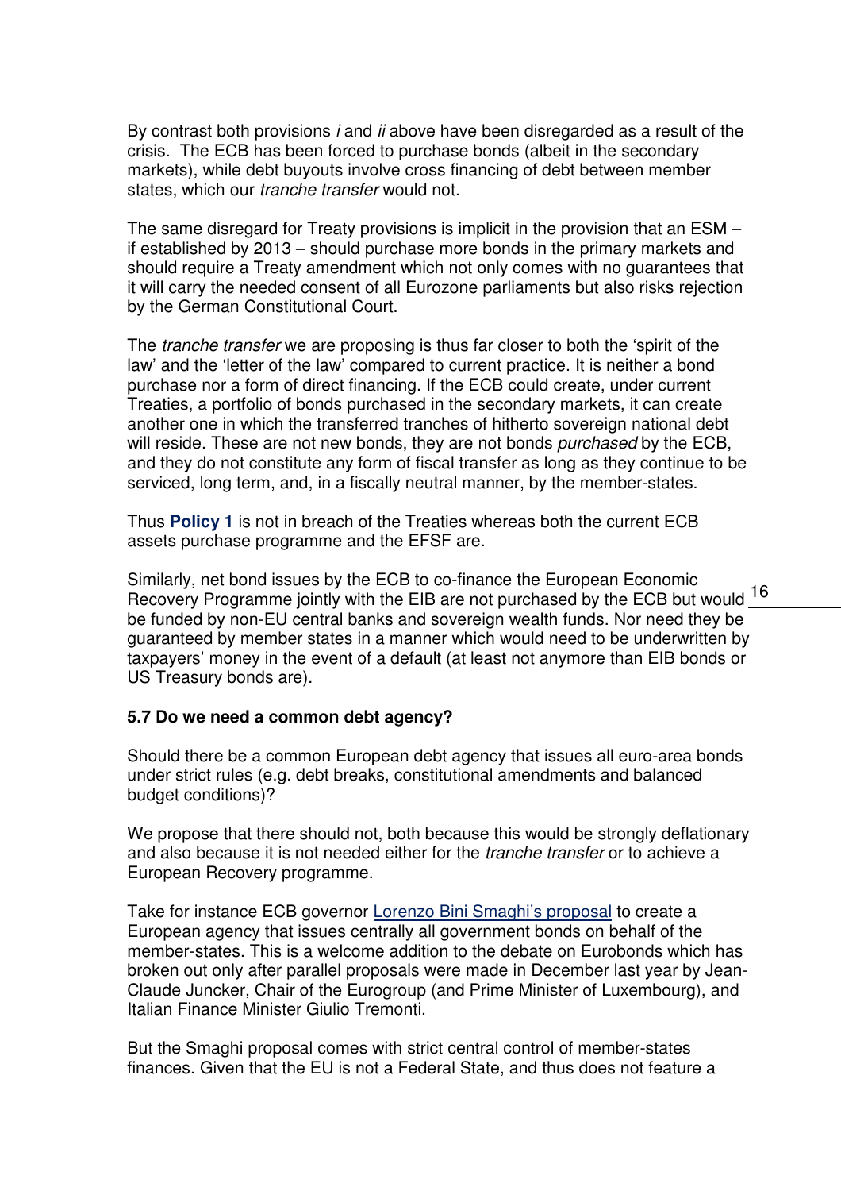By contrast both provisions *i* and *ii* above have been disregarded as a result of the crisis. The ECB has been forced to purchase bonds (albeit in the secondary markets), while debt buyouts involve cross financing of debt between member states, which our *tranche transfer* would not.

The same disregard for Treaty provisions is implicit in the provision that an ESM – if established by 2013 – should purchase more bonds in the primary markets and should require a Treaty amendment which not only comes with no guarantees that it will carry the needed consent of all Eurozone parliaments but also risks rejection by the German Constitutional Court.

The *tranche transfer* we are proposing is thus far closer to both the 'spirit of the law' and the 'letter of the law' compared to current practice. It is neither a bond purchase nor a form of direct financing. If the ECB could create, under current Treaties, a portfolio of bonds purchased in the secondary markets, it can create another one in which the transferred tranches of hitherto sovereign national debt will reside. These are not new bonds, they are not bonds *purchased* by the ECB, and they do not constitute any form of fiscal transfer as long as they continue to be serviced, long term, and, in a fiscally neutral manner, by the member-states.

Thus **Policy 1** is not in breach of the Treaties whereas both the current ECB assets purchase programme and the EFSF are.

Similarly, net bond issues by the ECB to co-finance the European Economic Recovery Programme jointly with the EIB are not purchased by the ECB but would be funded by non-EU central banks and sovereign wealth funds. Nor need they be guaranteed by member states in a manner which would need to be underwritten by taxpayers' money in the event of a default (at least not anymore than EIB bonds or US Treasury bonds are).

### 5.7 Do we need a common debt agency?

Should there be a common European debt agency that issues all euro-area bonds under strict rules (e.g. debt breaks, constitutional amendments and balanced budget conditions)?

We propose that there should not, both because this would be strongly deflationary and also because it is not needed either for the *tranche transfer* or to achieve a European Recovery programme.

Take for instance ECB governor Lorenzo Bini Smaghi's proposal to create a European agency that issues centrally all government bonds on behalf of the member-states. This is a welcome addition to the debate on Eurobonds which has broken out only after parallel proposals were made in December last year by Jean-Claude Juncker, Chair of the Eurogroup (and Prime Minister of Luxembourg), and Italian Finance Minister Giulio Tremonti.

But the Smaghi proposal comes with strict central control of member-states finances. Given that the EU is not a Federal State, and thus does not feature a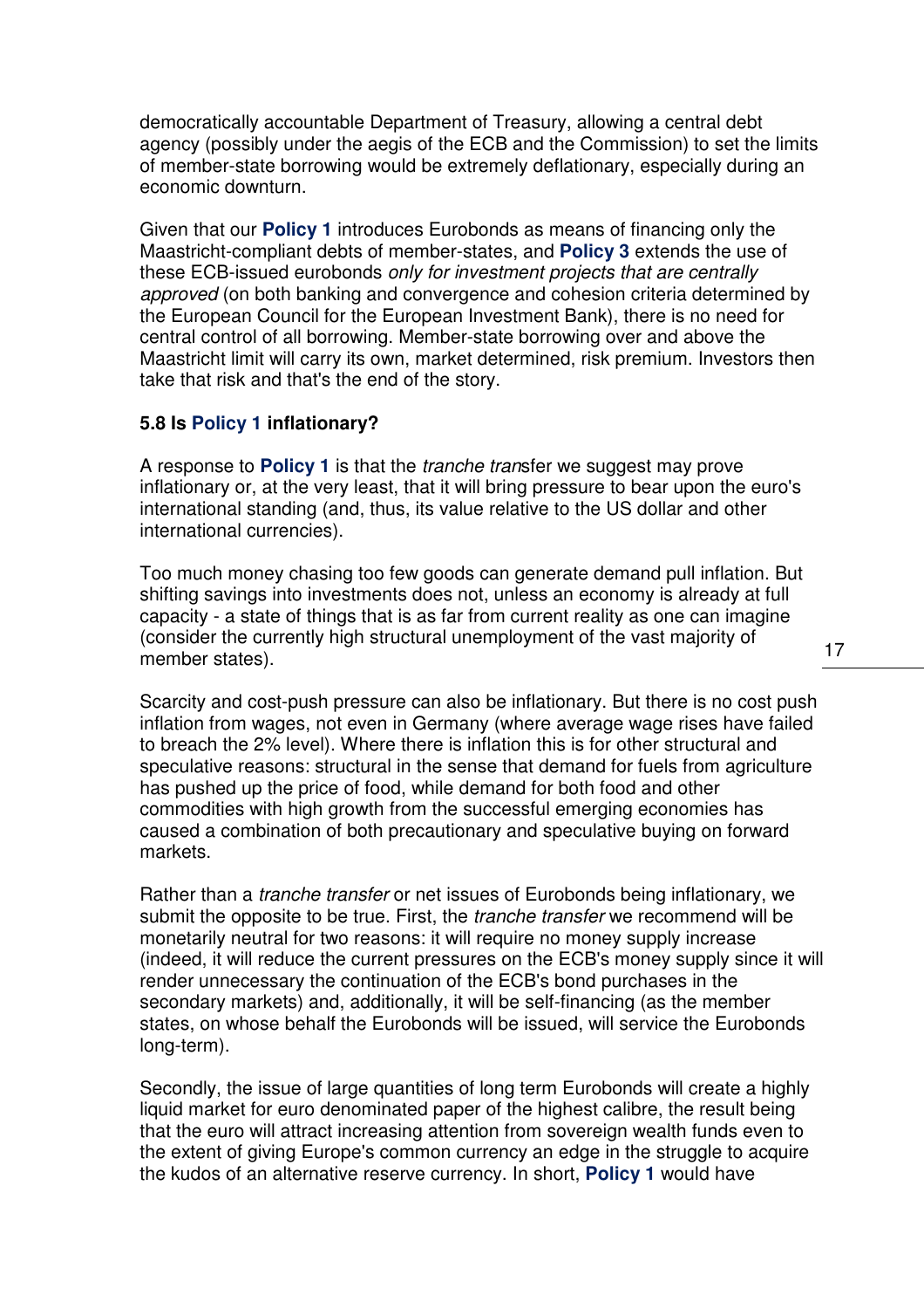democratically accountable Department of Treasury, allowing a central debt agency (possibly under the aegis of the ECB and the Commission) to set the limits of member-state borrowing would be extremely deflationary, especially during an economic downturn.

Given that our **Policy 1** introduces Eurobonds as means of financing only the Maastricht-compliant debts of member-states, and **Policy 3** extends the use of these ECB-issued eurobonds *only for investment projects that are centrally approved* (on both banking and convergence and cohesion criteria determined by the European Council for the European Investment Bank), there is no need for central control of all borrowing. Member-state borrowing over and above the Maastricht limit will carry its own, market determined, risk premium. Investors then take that risk and that's the end of the story.

### 5.8 Is Policy 1 inflationary?

A response to **Policy 1** is that the *tranche tran*sfer we suggest may prove inflationary or, at the very least, that it will bring pressure to bear upon the euro's international standing (and, thus, its value relative to the US dollar and other international currencies).

Too much money chasing too few goods can generate demand pull inflation. But shifting savings into investments does not, unless an economy is already at full capacity - a state of things that is as far from current reality as one can imagine (consider the currently high structural unemployment of the vast majority of member states).

Scarcity and cost-push pressure can also be inflationary. But there is no cost push inflation from wages, not even in Germany (where average wage rises have failed to breach the 2% level). Where there is inflation this is for other structural and speculative reasons: structural in the sense that demand for fuels from agriculture has pushed up the price of food, while demand for both food and other commodities with high growth from the successful emerging economies has caused a combination of both precautionary and speculative buying on forward markets.

Rather than a *tranche transfer* or net issues of Eurobonds being inflationary, we submit the opposite to be true. First, the *tranche transfer* we recommend will be monetarily neutral for two reasons: it will require no money supply increase (indeed, it will reduce the current pressures on the ECB's money supply since it will render unnecessary the continuation of the ECB's bond purchases in the secondary markets) and, additionally, it will be self-financing (as the member states, on whose behalf the Eurobonds will be issued, will service the Eurobonds long-term).

Secondly, the issue of large quantities of long term Eurobonds will create a highly liquid market for euro denominated paper of the highest calibre, the result being that the euro will attract increasing attention from sovereign wealth funds even to the extent of giving Europe's common currency an edge in the struggle to acquire the kudos of an alternative reserve currency. In short, **Policy 1** would have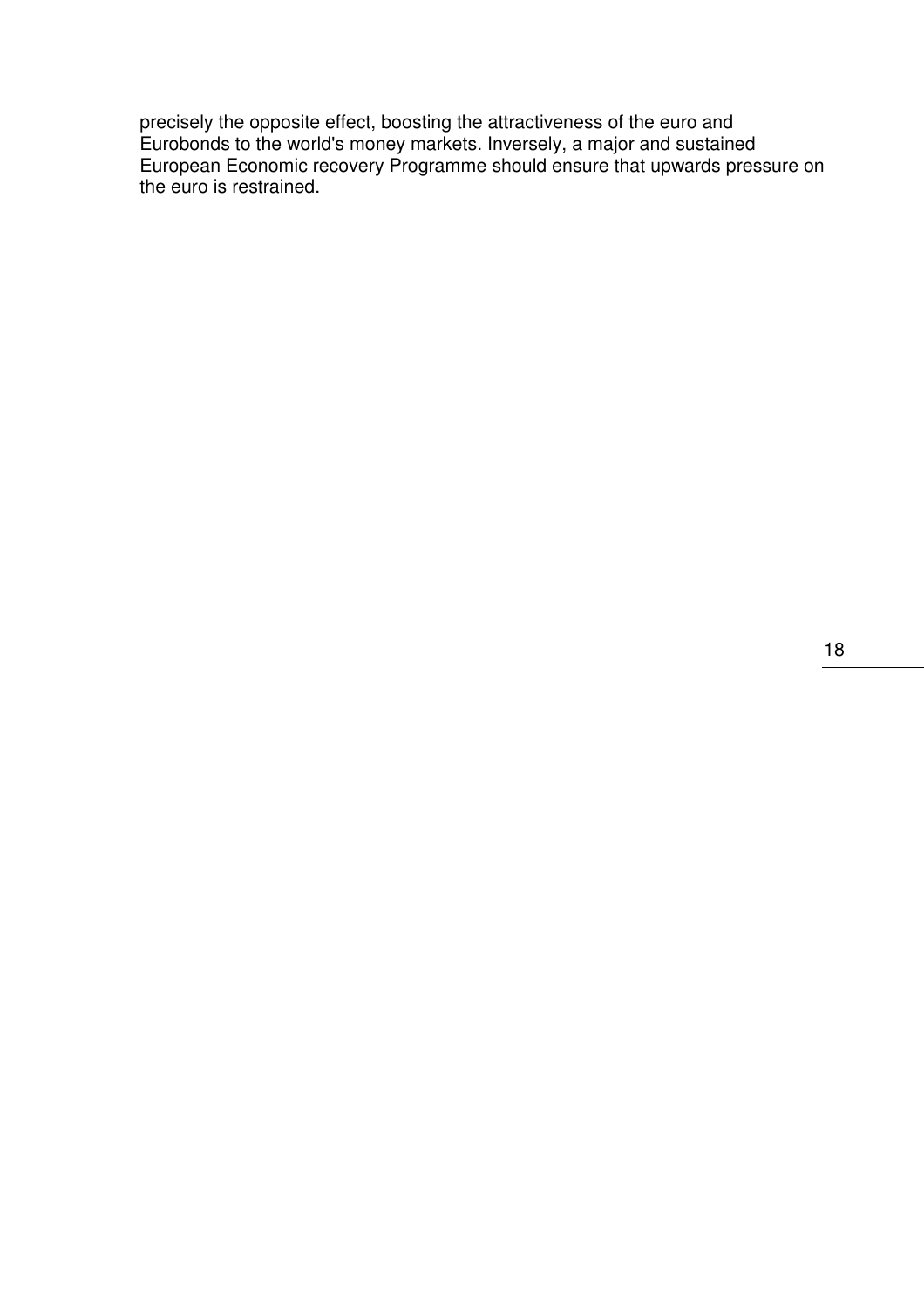precisely the opposite effect, boosting the attractiveness of the euro and Eurobonds to the world's money markets. Inversely, a major and sustained European Economic recovery Programme should ensure that upwards pressure on the euro is restrained.